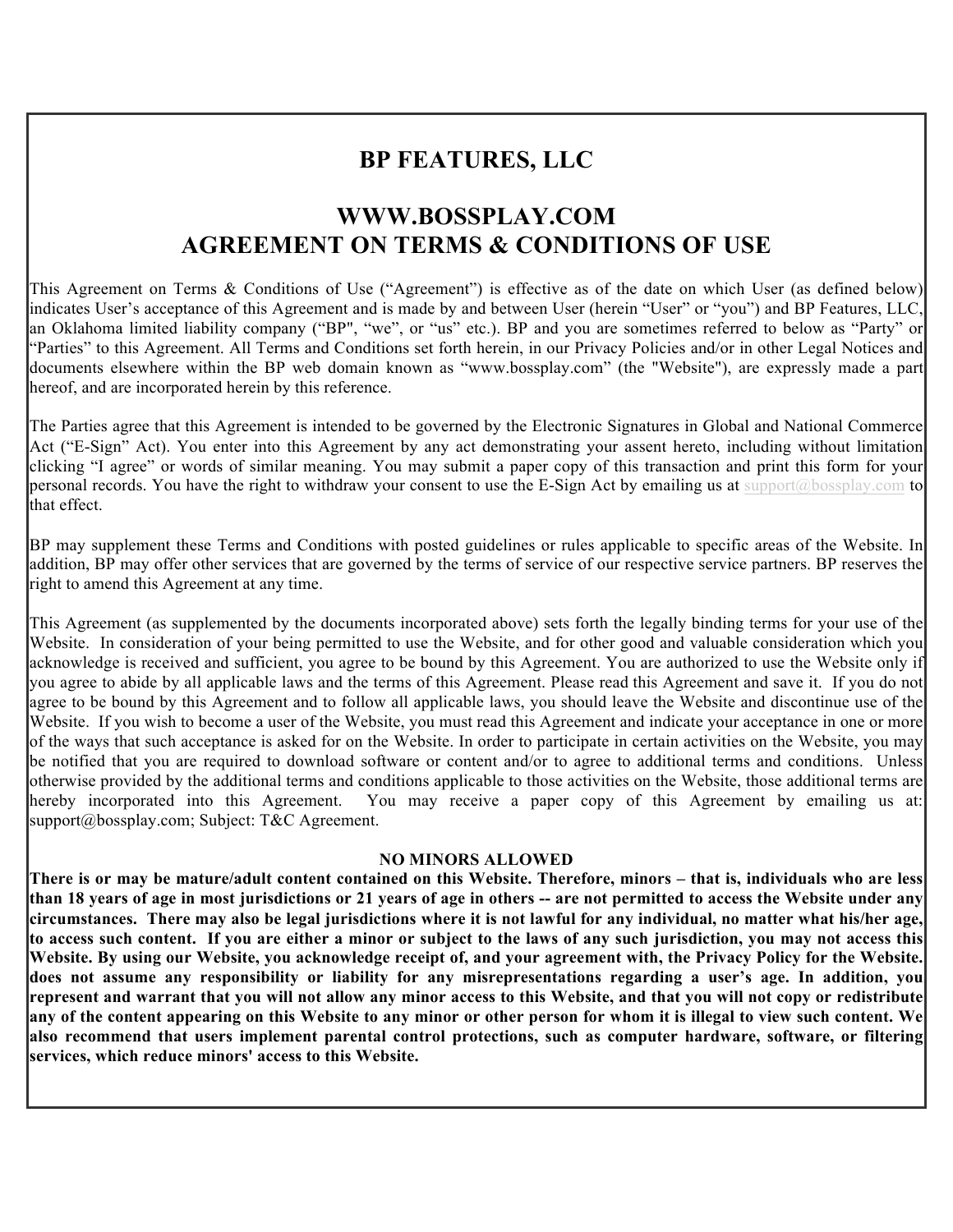# BP FEATURES, LLC

## WWW.BOSSPLAY.COM
## AGREEMENT ON TERMS & CONDITIONS OF USE

This Agreement on Terms & Conditions of Use ("Agreement") is effective as of the date on which User (as defined below) indicates User's acceptance of this Agreement and is made by and between User (herein "User" or "you") and BP Features, LLC, an Oklahoma limited liability company ("BP", "we", or "us" etc.). BP and you are sometimes referred to below as "Party" or "Parties" to this Agreement. All Terms and Conditions set forth herein, in our Privacy Policies and/or in other Legal Notices and documents elsewhere within the BP web domain known as "www.bossplay.com" (the "Website"), are expressly made a part hereof, and are incorporated herein by this reference.

The Parties agree that this Agreement is intended to be governed by the Electronic Signatures in Global and National Commerce Act ("E-Sign" Act). You enter into this Agreement by any act demonstrating your assent hereto, including without limitation clicking "I agree" or words of similar meaning. You may submit a paper copy of this transaction and print this form for your personal records. You have the right to withdraw your consent to use the E-Sign Act by emailing us at support@bossplay.com to that effect.

BP may supplement these Terms and Conditions with posted guidelines or rules applicable to specific areas of the Website. In addition, BP may offer other services that are governed by the terms of service of our respective service partners. BP reserves the right to amend this Agreement at any time.

This Agreement (as supplemented by the documents incorporated above) sets forth the legally binding terms for your use of the Website. In consideration of your being permitted to use the Website, and for other good and valuable consideration which you acknowledge is received and sufficient, you agree to be bound by this Agreement. You are authorized to use the Website only if you agree to abide by all applicable laws and the terms of this Agreement. Please read this Agreement and save it. If you do not agree to be bound by this Agreement and to follow all applicable laws, you should leave the Website and discontinue use of the Website. If you wish to become a user of the Website, you must read this Agreement and indicate your acceptance in one or more of the ways that such acceptance is asked for on the Website. In order to participate in certain activities on the Website, you may be notified that you are required to download software or content and/or to agree to additional terms and conditions. Unless otherwise provided by the additional terms and conditions applicable to those activities on the Website, those additional terms are hereby incorporated into this Agreement. You may receive a paper copy of this Agreement by emailing us at: support@bossplay.com; Subject: T&C Agreement.

**NO MINORS ALLOWED**

**There is or may be mature/adult content contained on this Website. Therefore, minors – that is, individuals who are less than 18 years of age in most jurisdictions or 21 years of age in others -- are not permitted to access the Website under any circumstances. There may also be legal jurisdictions where it is not lawful for any individual, no matter what his/her age, to access such content. If you are either a minor or subject to the laws of any such jurisdiction, you may not access this Website. By using our Website, you acknowledge receipt of, and your agreement with, the Privacy Policy for the Website. does not assume any responsibility or liability for any misrepresentations regarding a user's age. In addition, you represent and warrant that you will not allow any minor access to this Website, and that you will not copy or redistribute any of the content appearing on this Website to any minor or other person for whom it is illegal to view such content. We also recommend that users implement parental control protections, such as computer hardware, software, or filtering services, which reduce minors' access to this Website.**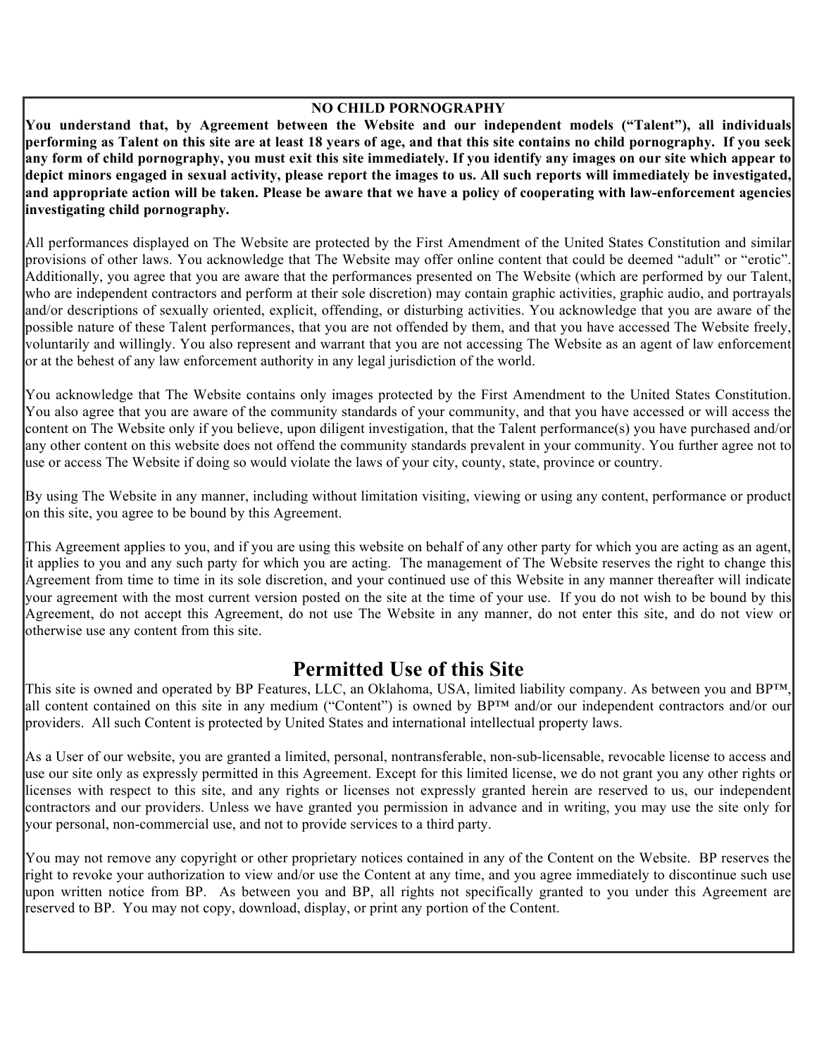**NO CHILD PORNOGRAPHY**

**You understand that, by Agreement between the Website and our independent models ("Talent"), all individuals performing as Talent on this site are at least 18 years of age, and that this site contains no child pornography. If you seek any form of child pornography, you must exit this site immediately. If you identify any images on our site which appear to depict minors engaged in sexual activity, please report the images to us. All such reports will immediately be investigated, and appropriate action will be taken. Please be aware that we have a policy of cooperating with law-enforcement agencies investigating child pornography.**

All performances displayed on The Website are protected by the First Amendment of the United States Constitution and similar provisions of other laws. You acknowledge that The Website may offer online content that could be deemed "adult" or "erotic". Additionally, you agree that you are aware that the performances presented on The Website (which are performed by our Talent, who are independent contractors and perform at their sole discretion) may contain graphic activities, graphic audio, and portrayals and/or descriptions of sexually oriented, explicit, offending, or disturbing activities. You acknowledge that you are aware of the possible nature of these Talent performances, that you are not offended by them, and that you have accessed The Website freely, voluntarily and willingly. You also represent and warrant that you are not accessing The Website as an agent of law enforcement or at the behest of any law enforcement authority in any legal jurisdiction of the world.

You acknowledge that The Website contains only images protected by the First Amendment to the United States Constitution. You also agree that you are aware of the community standards of your community, and that you have accessed or will access the content on The Website only if you believe, upon diligent investigation, that the Talent performance(s) you have purchased and/or any other content on this website does not offend the community standards prevalent in your community. You further agree not to use or access The Website if doing so would violate the laws of your city, county, state, province or country.

By using The Website in any manner, including without limitation visiting, viewing or using any content, performance or product on this site, you agree to be bound by this Agreement.

This Agreement applies to you, and if you are using this website on behalf of any other party for which you are acting as an agent, it applies to you and any such party for which you are acting. The management of The Website reserves the right to change this Agreement from time to time in its sole discretion, and your continued use of this Website in any manner thereafter will indicate your agreement with the most current version posted on the site at the time of your use. If you do not wish to be bound by this Agreement, do not accept this Agreement, do not use The Website in any manner, do not enter this site, and do not view or otherwise use any content from this site.

## Permitted Use of this Site

This site is owned and operated by BP Features, LLC, an Oklahoma, USA, limited liability company. As between you and BP™, all content contained on this site in any medium ("Content") is owned by BP™ and/or our independent contractors and/or our providers. All such Content is protected by United States and international intellectual property laws.

As a User of our website, you are granted a limited, personal, nontransferable, non-sub-licensable, revocable license to access and use our site only as expressly permitted in this Agreement. Except for this limited license, we do not grant you any other rights or licenses with respect to this site, and any rights or licenses not expressly granted herein are reserved to us, our independent contractors and our providers. Unless we have granted you permission in advance and in writing, you may use the site only for your personal, non-commercial use, and not to provide services to a third party.

You may not remove any copyright or other proprietary notices contained in any of the Content on the Website. BP reserves the right to revoke your authorization to view and/or use the Content at any time, and you agree immediately to discontinue such use upon written notice from BP. As between you and BP, all rights not specifically granted to you under this Agreement are reserved to BP. You may not copy, download, display, or print any portion of the Content.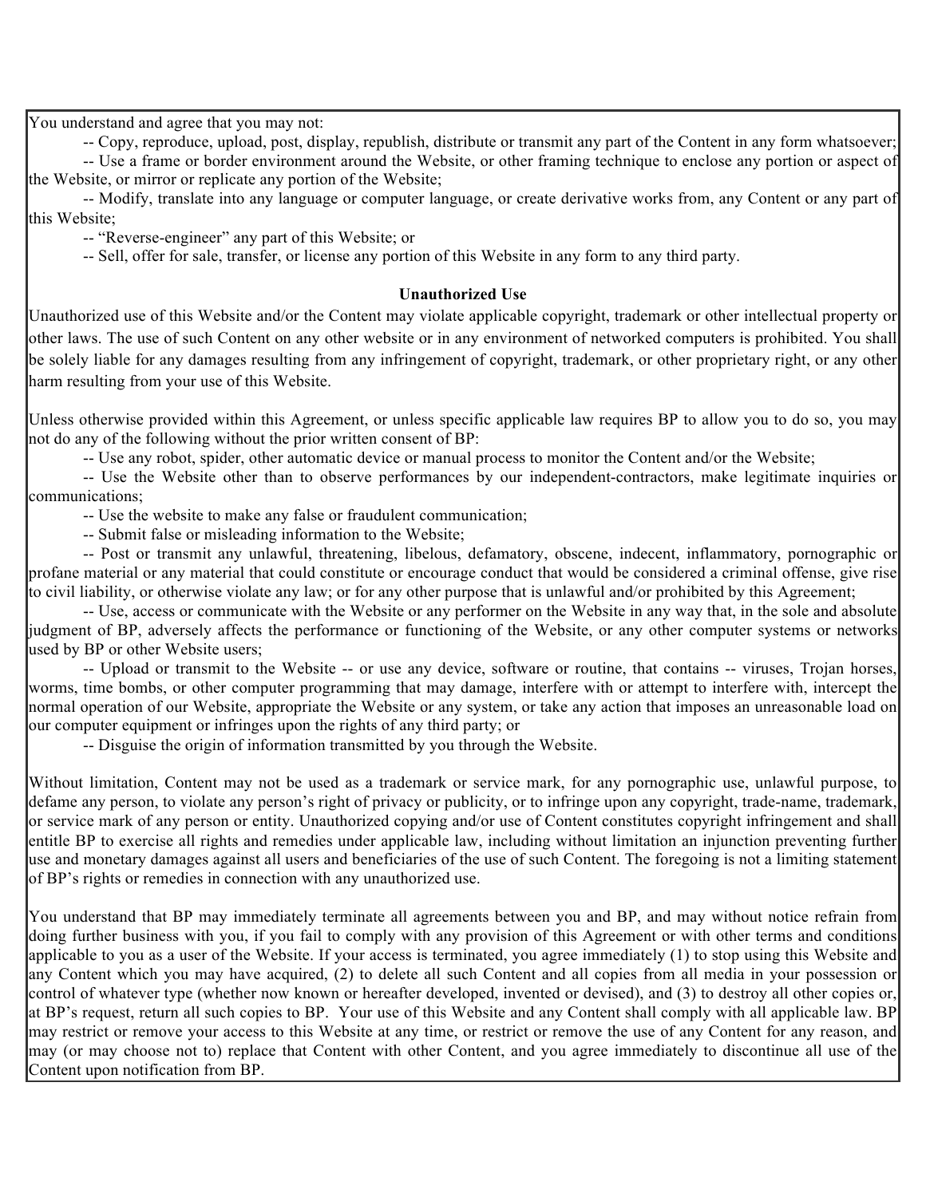You understand and agree that you may not:

-- Copy, reproduce, upload, post, display, republish, distribute or transmit any part of the Content in any form whatsoever;

-- Use a frame or border environment around the Website, or other framing technique to enclose any portion or aspect of the Website, or mirror or replicate any portion of the Website;

-- Modify, translate into any language or computer language, or create derivative works from, any Content or any part of this Website;

-- "Reverse-engineer" any part of this Website; or

-- Sell, offer for sale, transfer, or license any portion of this Website in any form to any third party.

**Unauthorized Use**

Unauthorized use of this Website and/or the Content may violate applicable copyright, trademark or other intellectual property or other laws. The use of such Content on any other website or in any environment of networked computers is prohibited. You shall be solely liable for any damages resulting from any infringement of copyright, trademark, or other proprietary right, or any other harm resulting from your use of this Website.

Unless otherwise provided within this Agreement, or unless specific applicable law requires BP to allow you to do so, you may not do any of the following without the prior written consent of BP:

-- Use any robot, spider, other automatic device or manual process to monitor the Content and/or the Website;

-- Use the Website other than to observe performances by our independent-contractors, make legitimate inquiries or communications;

-- Use the website to make any false or fraudulent communication;

-- Submit false or misleading information to the Website;

-- Post or transmit any unlawful, threatening, libelous, defamatory, obscene, indecent, inflammatory, pornographic or profane material or any material that could constitute or encourage conduct that would be considered a criminal offense, give rise to civil liability, or otherwise violate any law; or for any other purpose that is unlawful and/or prohibited by this Agreement;

-- Use, access or communicate with the Website or any performer on the Website in any way that, in the sole and absolute judgment of BP, adversely affects the performance or functioning of the Website, or any other computer systems or networks used by BP or other Website users;

-- Upload or transmit to the Website -- or use any device, software or routine, that contains -- viruses, Trojan horses, worms, time bombs, or other computer programming that may damage, interfere with or attempt to interfere with, intercept the normal operation of our Website, appropriate the Website or any system, or take any action that imposes an unreasonable load on our computer equipment or infringes upon the rights of any third party; or

-- Disguise the origin of information transmitted by you through the Website.

Without limitation, Content may not be used as a trademark or service mark, for any pornographic use, unlawful purpose, to defame any person, to violate any person's right of privacy or publicity, or to infringe upon any copyright, trade-name, trademark, or service mark of any person or entity. Unauthorized copying and/or use of Content constitutes copyright infringement and shall entitle BP to exercise all rights and remedies under applicable law, including without limitation an injunction preventing further use and monetary damages against all users and beneficiaries of the use of such Content. The foregoing is not a limiting statement of BP's rights or remedies in connection with any unauthorized use.

You understand that BP may immediately terminate all agreements between you and BP, and may without notice refrain from doing further business with you, if you fail to comply with any provision of this Agreement or with other terms and conditions applicable to you as a user of the Website. If your access is terminated, you agree immediately (1) to stop using this Website and any Content which you may have acquired, (2) to delete all such Content and all copies from all media in your possession or control of whatever type (whether now known or hereafter developed, invented or devised), and (3) to destroy all other copies or, at BP's request, return all such copies to BP. Your use of this Website and any Content shall comply with all applicable law. BP may restrict or remove your access to this Website at any time, or restrict or remove the use of any Content for any reason, and may (or may choose not to) replace that Content with other Content, and you agree immediately to discontinue all use of the Content upon notification from BP.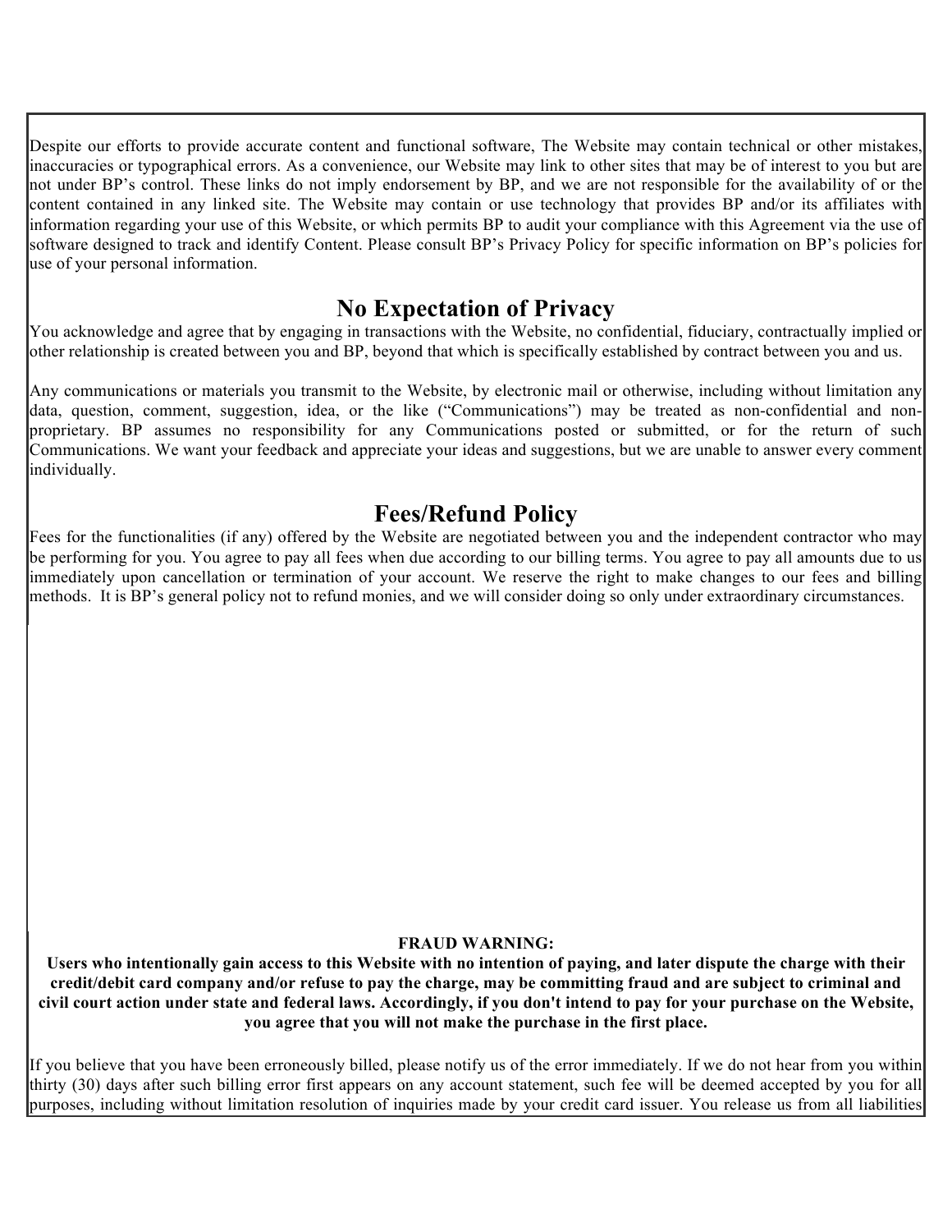Despite our efforts to provide accurate content and functional software, The Website may contain technical or other mistakes, inaccuracies or typographical errors. As a convenience, our Website may link to other sites that may be of interest to you but are not under BP's control. These links do not imply endorsement by BP, and we are not responsible for the availability of or the content contained in any linked site. The Website may contain or use technology that provides BP and/or its affiliates with information regarding your use of this Website, or which permits BP to audit your compliance with this Agreement via the use of software designed to track and identify Content. Please consult BP's Privacy Policy for specific information on BP's policies for use of your personal information.

## No Expectation of Privacy

You acknowledge and agree that by engaging in transactions with the Website, no confidential, fiduciary, contractually implied or other relationship is created between you and BP, beyond that which is specifically established by contract between you and us.

Any communications or materials you transmit to the Website, by electronic mail or otherwise, including without limitation any data, question, comment, suggestion, idea, or the like ("Communications") may be treated as non-confidential and non-proprietary. BP assumes no responsibility for any Communications posted or submitted, or for the return of such Communications. We want your feedback and appreciate your ideas and suggestions, but we are unable to answer every comment individually.

## Fees/Refund Policy

Fees for the functionalities (if any) offered by the Website are negotiated between you and the independent contractor who may be performing for you. You agree to pay all fees when due according to our billing terms. You agree to pay all amounts due to us immediately upon cancellation or termination of your account. We reserve the right to make changes to our fees and billing methods. It is BP's general policy not to refund monies, and we will consider doing so only under extraordinary circumstances.

**FRAUD WARNING:**

**Users who intentionally gain access to this Website with no intention of paying, and later dispute the charge with their credit/debit card company and/or refuse to pay the charge, may be committing fraud and are subject to criminal and civil court action under state and federal laws. Accordingly, if you don't intend to pay for your purchase on the Website, you agree that you will not make the purchase in the first place.**

If you believe that you have been erroneously billed, please notify us of the error immediately. If we do not hear from you within thirty (30) days after such billing error first appears on any account statement, such fee will be deemed accepted by you for all purposes, including without limitation resolution of inquiries made by your credit card issuer. You release us from all liabilities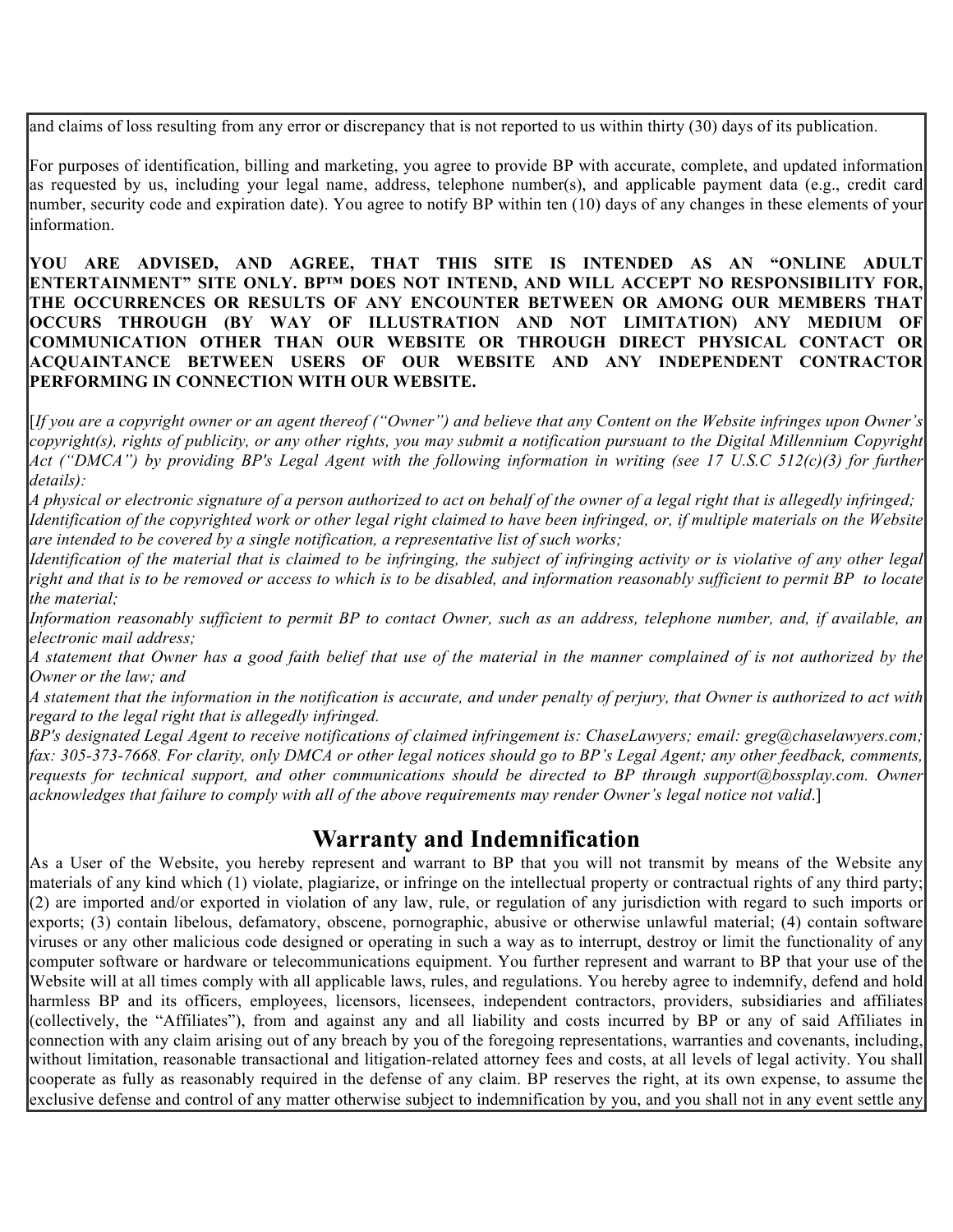and claims of loss resulting from any error or discrepancy that is not reported to us within thirty (30) days of its publication.

For purposes of identification, billing and marketing, you agree to provide BP with accurate, complete, and updated information as requested by us, including your legal name, address, telephone number(s), and applicable payment data (e.g., credit card number, security code and expiration date). You agree to notify BP within ten (10) days of any changes in these elements of your information.

**YOU ARE ADVISED, AND AGREE, THAT THIS SITE IS INTENDED AS AN "ONLINE ADULT ENTERTAINMENT" SITE ONLY. BP™ DOES NOT INTEND, AND WILL ACCEPT NO RESPONSIBILITY FOR, THE OCCURRENCES OR RESULTS OF ANY ENCOUNTER BETWEEN OR AMONG OUR MEMBERS THAT OCCURS THROUGH (BY WAY OF ILLUSTRATION AND NOT LIMITATION) ANY MEDIUM OF COMMUNICATION OTHER THAN OUR WEBSITE OR THROUGH DIRECT PHYSICAL CONTACT OR ACQUAINTANCE BETWEEN USERS OF OUR WEBSITE AND ANY INDEPENDENT CONTRACTOR PERFORMING IN CONNECTION WITH OUR WEBSITE.**

[*If you are a copyright owner or an agent thereof ("Owner") and believe that any Content on the Website infringes upon Owner's copyright(s), rights of publicity, or any other rights, you may submit a notification pursuant to the Digital Millennium Copyright Act ("DMCA") by providing BP's Legal Agent with the following information in writing (see 17 U.S.C 512(c)(3) for further details):*

*A physical or electronic signature of a person authorized to act on behalf of the owner of a legal right that is allegedly infringed;*

*Identification of the copyrighted work or other legal right claimed to have been infringed, or, if multiple materials on the Website are intended to be covered by a single notification, a representative list of such works;*

*Identification of the material that is claimed to be infringing, the subject of infringing activity or is violative of any other legal right and that is to be removed or access to which is to be disabled, and information reasonably sufficient to permit BP to locate the material;*

*Information reasonably sufficient to permit BP to contact Owner, such as an address, telephone number, and, if available, an electronic mail address;*

*A statement that Owner has a good faith belief that use of the material in the manner complained of is not authorized by the Owner or the law; and*

*A statement that the information in the notification is accurate, and under penalty of perjury, that Owner is authorized to act with regard to the legal right that is allegedly infringed.*

*BP's designated Legal Agent to receive notifications of claimed infringement is: ChaseLawyers; email: greg@chaselawyers.com; fax: 305-373-7668. For clarity, only DMCA or other legal notices should go to BP's Legal Agent; any other feedback, comments, requests for technical support, and other communications should be directed to BP through support@bossplay.com. Owner acknowledges that failure to comply with all of the above requirements may render Owner's legal notice not valid*.]

## Warranty and Indemnification

As a User of the Website, you hereby represent and warrant to BP that you will not transmit by means of the Website any materials of any kind which (1) violate, plagiarize, or infringe on the intellectual property or contractual rights of any third party; (2) are imported and/or exported in violation of any law, rule, or regulation of any jurisdiction with regard to such imports or exports; (3) contain libelous, defamatory, obscene, pornographic, abusive or otherwise unlawful material; (4) contain software viruses or any other malicious code designed or operating in such a way as to interrupt, destroy or limit the functionality of any computer software or hardware or telecommunications equipment. You further represent and warrant to BP that your use of the Website will at all times comply with all applicable laws, rules, and regulations. You hereby agree to indemnify, defend and hold harmless BP and its officers, employees, licensors, licensees, independent contractors, providers, subsidiaries and affiliates (collectively, the "Affiliates"), from and against any and all liability and costs incurred by BP or any of said Affiliates in connection with any claim arising out of any breach by you of the foregoing representations, warranties and covenants, including, without limitation, reasonable transactional and litigation-related attorney fees and costs, at all levels of legal activity. You shall cooperate as fully as reasonably required in the defense of any claim. BP reserves the right, at its own expense, to assume the exclusive defense and control of any matter otherwise subject to indemnification by you, and you shall not in any event settle any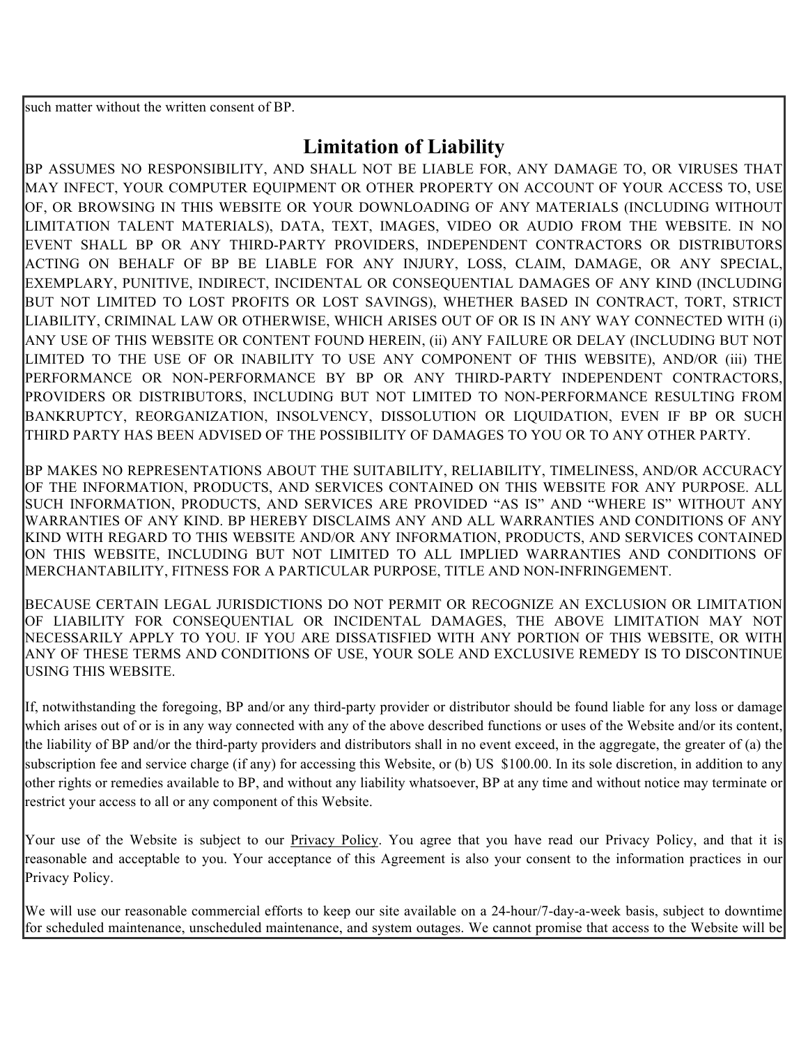such matter without the written consent of BP.

## Limitation of Liability

BP ASSUMES NO RESPONSIBILITY, AND SHALL NOT BE LIABLE FOR, ANY DAMAGE TO, OR VIRUSES THAT MAY INFECT, YOUR COMPUTER EQUIPMENT OR OTHER PROPERTY ON ACCOUNT OF YOUR ACCESS TO, USE OF, OR BROWSING IN THIS WEBSITE OR YOUR DOWNLOADING OF ANY MATERIALS (INCLUDING WITHOUT LIMITATION TALENT MATERIALS), DATA, TEXT, IMAGES, VIDEO OR AUDIO FROM THE WEBSITE. IN NO EVENT SHALL BP OR ANY THIRD-PARTY PROVIDERS, INDEPENDENT CONTRACTORS OR DISTRIBUTORS ACTING ON BEHALF OF BP BE LIABLE FOR ANY INJURY, LOSS, CLAIM, DAMAGE, OR ANY SPECIAL, EXEMPLARY, PUNITIVE, INDIRECT, INCIDENTAL OR CONSEQUENTIAL DAMAGES OF ANY KIND (INCLUDING BUT NOT LIMITED TO LOST PROFITS OR LOST SAVINGS), WHETHER BASED IN CONTRACT, TORT, STRICT LIABILITY, CRIMINAL LAW OR OTHERWISE, WHICH ARISES OUT OF OR IS IN ANY WAY CONNECTED WITH (i) ANY USE OF THIS WEBSITE OR CONTENT FOUND HEREIN, (ii) ANY FAILURE OR DELAY (INCLUDING BUT NOT LIMITED TO THE USE OF OR INABILITY TO USE ANY COMPONENT OF THIS WEBSITE), AND/OR (iii) THE PERFORMANCE OR NON-PERFORMANCE BY BP OR ANY THIRD-PARTY INDEPENDENT CONTRACTORS, PROVIDERS OR DISTRIBUTORS, INCLUDING BUT NOT LIMITED TO NON-PERFORMANCE RESULTING FROM BANKRUPTCY, REORGANIZATION, INSOLVENCY, DISSOLUTION OR LIQUIDATION, EVEN IF BP OR SUCH THIRD PARTY HAS BEEN ADVISED OF THE POSSIBILITY OF DAMAGES TO YOU OR TO ANY OTHER PARTY.

BP MAKES NO REPRESENTATIONS ABOUT THE SUITABILITY, RELIABILITY, TIMELINESS, AND/OR ACCURACY OF THE INFORMATION, PRODUCTS, AND SERVICES CONTAINED ON THIS WEBSITE FOR ANY PURPOSE. ALL SUCH INFORMATION, PRODUCTS, AND SERVICES ARE PROVIDED “AS IS” AND “WHERE IS” WITHOUT ANY WARRANTIES OF ANY KIND. BP HEREBY DISCLAIMS ANY AND ALL WARRANTIES AND CONDITIONS OF ANY KIND WITH REGARD TO THIS WEBSITE AND/OR ANY INFORMATION, PRODUCTS, AND SERVICES CONTAINED ON THIS WEBSITE, INCLUDING BUT NOT LIMITED TO ALL IMPLIED WARRANTIES AND CONDITIONS OF MERCHANTABILITY, FITNESS FOR A PARTICULAR PURPOSE, TITLE AND NON-INFRINGEMENT.

BECAUSE CERTAIN LEGAL JURISDICTIONS DO NOT PERMIT OR RECOGNIZE AN EXCLUSION OR LIMITATION OF LIABILITY FOR CONSEQUENTIAL OR INCIDENTAL DAMAGES, THE ABOVE LIMITATION MAY NOT NECESSARILY APPLY TO YOU. IF YOU ARE DISSATISFIED WITH ANY PORTION OF THIS WEBSITE, OR WITH ANY OF THESE TERMS AND CONDITIONS OF USE, YOUR SOLE AND EXCLUSIVE REMEDY IS TO DISCONTINUE USING THIS WEBSITE.

If, notwithstanding the foregoing, BP and/or any third-party provider or distributor should be found liable for any loss or damage which arises out of or is in any way connected with any of the above described functions or uses of the Website and/or its content, the liability of BP and/or the third-party providers and distributors shall in no event exceed, in the aggregate, the greater of (a) the subscription fee and service charge (if any) for accessing this Website, or (b) US $100.00. In its sole discretion, in addition to any other rights or remedies available to BP, and without any liability whatsoever, BP at any time and without notice may terminate or restrict your access to all or any component of this Website.

Your use of the Website is subject to our Privacy Policy. You agree that you have read our Privacy Policy, and that it is reasonable and acceptable to you. Your acceptance of this Agreement is also your consent to the information practices in our Privacy Policy.

We will use our reasonable commercial efforts to keep our site available on a 24-hour/7-day-a-week basis, subject to downtime for scheduled maintenance, unscheduled maintenance, and system outages. We cannot promise that access to the Website will be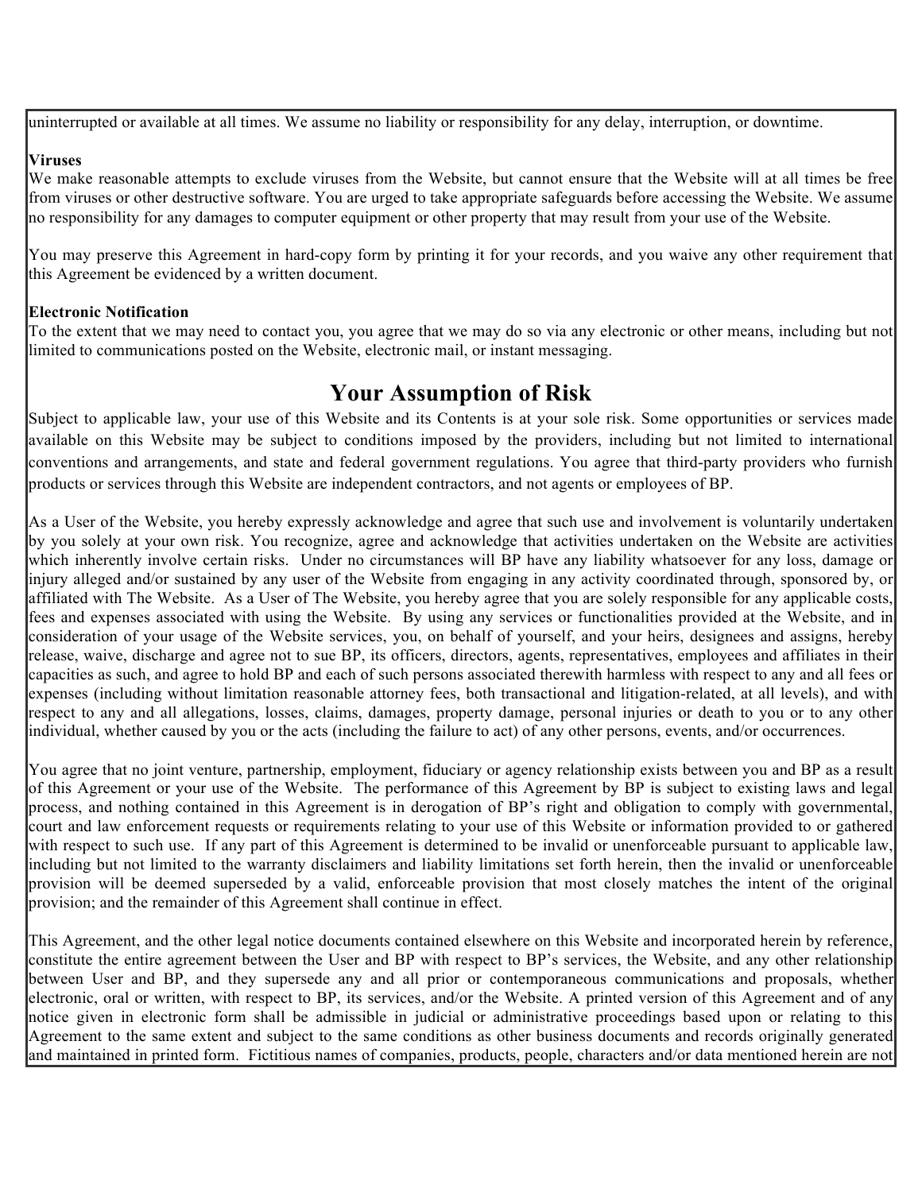uninterrupted or available at all times. We assume no liability or responsibility for any delay, interruption, or downtime.

**Viruses**
We make reasonable attempts to exclude viruses from the Website, but cannot ensure that the Website will at all times be free from viruses or other destructive software. You are urged to take appropriate safeguards before accessing the Website. We assume no responsibility for any damages to computer equipment or other property that may result from your use of the Website.

You may preserve this Agreement in hard-copy form by printing it for your records, and you waive any other requirement that this Agreement be evidenced by a written document.

**Electronic Notification**
To the extent that we may need to contact you, you agree that we may do so via any electronic or other means, including but not limited to communications posted on the Website, electronic mail, or instant messaging.

## Your Assumption of Risk

Subject to applicable law, your use of this Website and its Contents is at your sole risk. Some opportunities or services made available on this Website may be subject to conditions imposed by the providers, including but not limited to international conventions and arrangements, and state and federal government regulations. You agree that third-party providers who furnish products or services through this Website are independent contractors, and not agents or employees of BP.

As a User of the Website, you hereby expressly acknowledge and agree that such use and involvement is voluntarily undertaken by you solely at your own risk. You recognize, agree and acknowledge that activities undertaken on the Website are activities which inherently involve certain risks. Under no circumstances will BP have any liability whatsoever for any loss, damage or injury alleged and/or sustained by any user of the Website from engaging in any activity coordinated through, sponsored by, or affiliated with The Website. As a User of The Website, you hereby agree that you are solely responsible for any applicable costs, fees and expenses associated with using the Website. By using any services or functionalities provided at the Website, and in consideration of your usage of the Website services, you, on behalf of yourself, and your heirs, designees and assigns, hereby release, waive, discharge and agree not to sue BP, its officers, directors, agents, representatives, employees and affiliates in their capacities as such, and agree to hold BP and each of such persons associated therewith harmless with respect to any and all fees or expenses (including without limitation reasonable attorney fees, both transactional and litigation-related, at all levels), and with respect to any and all allegations, losses, claims, damages, property damage, personal injuries or death to you or to any other individual, whether caused by you or the acts (including the failure to act) of any other persons, events, and/or occurrences.

You agree that no joint venture, partnership, employment, fiduciary or agency relationship exists between you and BP as a result of this Agreement or your use of the Website. The performance of this Agreement by BP is subject to existing laws and legal process, and nothing contained in this Agreement is in derogation of BP's right and obligation to comply with governmental, court and law enforcement requests or requirements relating to your use of this Website or information provided to or gathered with respect to such use. If any part of this Agreement is determined to be invalid or unenforceable pursuant to applicable law, including but not limited to the warranty disclaimers and liability limitations set forth herein, then the invalid or unenforceable provision will be deemed superseded by a valid, enforceable provision that most closely matches the intent of the original provision; and the remainder of this Agreement shall continue in effect.

This Agreement, and the other legal notice documents contained elsewhere on this Website and incorporated herein by reference, constitute the entire agreement between the User and BP with respect to BP's services, the Website, and any other relationship between User and BP, and they supersede any and all prior or contemporaneous communications and proposals, whether electronic, oral or written, with respect to BP, its services, and/or the Website. A printed version of this Agreement and of any notice given in electronic form shall be admissible in judicial or administrative proceedings based upon or relating to this Agreement to the same extent and subject to the same conditions as other business documents and records originally generated and maintained in printed form. Fictitious names of companies, products, people, characters and/or data mentioned herein are not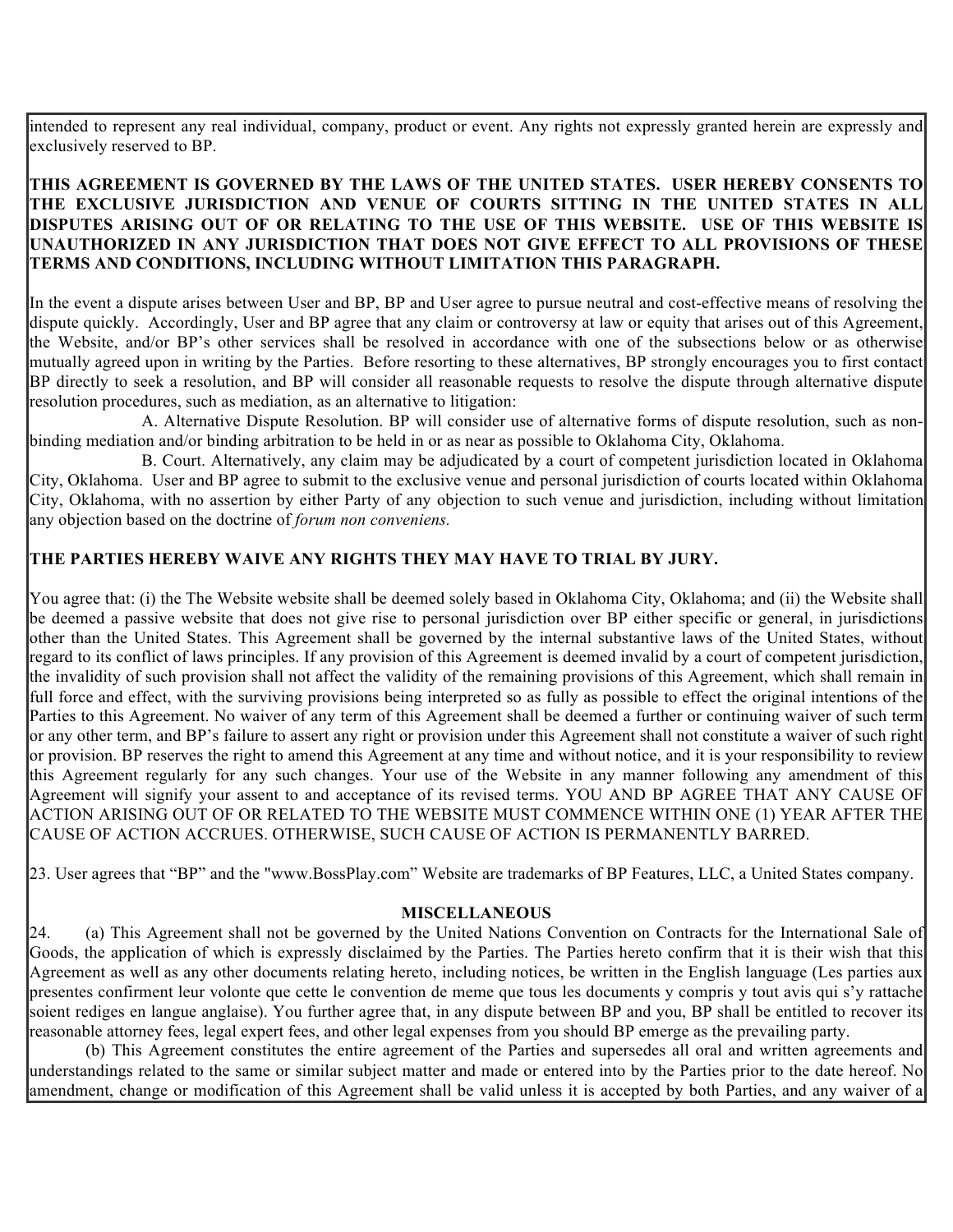intended to represent any real individual, company, product or event. Any rights not expressly granted herein are expressly and exclusively reserved to BP.

**THIS AGREEMENT IS GOVERNED BY THE LAWS OF THE UNITED STATES. USER HEREBY CONSENTS TO THE EXCLUSIVE JURISDICTION AND VENUE OF COURTS SITTING IN THE UNITED STATES IN ALL DISPUTES ARISING OUT OF OR RELATING TO THE USE OF THIS WEBSITE. USE OF THIS WEBSITE IS UNAUTHORIZED IN ANY JURISDICTION THAT DOES NOT GIVE EFFECT TO ALL PROVISIONS OF THESE TERMS AND CONDITIONS, INCLUDING WITHOUT LIMITATION THIS PARAGRAPH.**

In the event a dispute arises between User and BP, BP and User agree to pursue neutral and cost-effective means of resolving the dispute quickly. Accordingly, User and BP agree that any claim or controversy at law or equity that arises out of this Agreement, the Website, and/or BP's other services shall be resolved in accordance with one of the subsections below or as otherwise mutually agreed upon in writing by the Parties. Before resorting to these alternatives, BP strongly encourages you to first contact BP directly to seek a resolution, and BP will consider all reasonable requests to resolve the dispute through alternative dispute resolution procedures, such as mediation, as an alternative to litigation:

A. Alternative Dispute Resolution. BP will consider use of alternative forms of dispute resolution, such as non-binding mediation and/or binding arbitration to be held in or as near as possible to Oklahoma City, Oklahoma.

B. Court. Alternatively, any claim may be adjudicated by a court of competent jurisdiction located in Oklahoma City, Oklahoma. User and BP agree to submit to the exclusive venue and personal jurisdiction of courts located within Oklahoma City, Oklahoma, with no assertion by either Party of any objection to such venue and jurisdiction, including without limitation any objection based on the doctrine of *forum non conveniens.*

**THE PARTIES HEREBY WAIVE ANY RIGHTS THEY MAY HAVE TO TRIAL BY JURY.**

You agree that: (i) the The Website website shall be deemed solely based in Oklahoma City, Oklahoma; and (ii) the Website shall be deemed a passive website that does not give rise to personal jurisdiction over BP either specific or general, in jurisdictions other than the United States. This Agreement shall be governed by the internal substantive laws of the United States, without regard to its conflict of laws principles. If any provision of this Agreement is deemed invalid by a court of competent jurisdiction, the invalidity of such provision shall not affect the validity of the remaining provisions of this Agreement, which shall remain in full force and effect, with the surviving provisions being interpreted so as fully as possible to effect the original intentions of the Parties to this Agreement. No waiver of any term of this Agreement shall be deemed a further or continuing waiver of such term or any other term, and BP's failure to assert any right or provision under this Agreement shall not constitute a waiver of such right or provision. BP reserves the right to amend this Agreement at any time and without notice, and it is your responsibility to review this Agreement regularly for any such changes. Your use of the Website in any manner following any amendment of this Agreement will signify your assent to and acceptance of its revised terms. YOU AND BP AGREE THAT ANY CAUSE OF ACTION ARISING OUT OF OR RELATED TO THE WEBSITE MUST COMMENCE WITHIN ONE (1) YEAR AFTER THE CAUSE OF ACTION ACCRUES. OTHERWISE, SUCH CAUSE OF ACTION IS PERMANENTLY BARRED.

23. User agrees that "BP" and the "www.BossPlay.com" Website are trademarks of BP Features, LLC, a United States company.

## MISCELLANEOUS

24. (a) This Agreement shall not be governed by the United Nations Convention on Contracts for the International Sale of Goods, the application of which is expressly disclaimed by the Parties. The Parties hereto confirm that it is their wish that this Agreement as well as any other documents relating hereto, including notices, be written in the English language (Les parties aux presentes confirment leur volonte que cette le convention de meme que tous les documents y compris y tout avis qui s'y rattache soient rediges en langue anglaise). You further agree that, in any dispute between BP and you, BP shall be entitled to recover its reasonable attorney fees, legal expert fees, and other legal expenses from you should BP emerge as the prevailing party.

(b) This Agreement constitutes the entire agreement of the Parties and supersedes all oral and written agreements and understandings related to the same or similar subject matter and made or entered into by the Parties prior to the date hereof. No amendment, change or modification of this Agreement shall be valid unless it is accepted by both Parties, and any waiver of a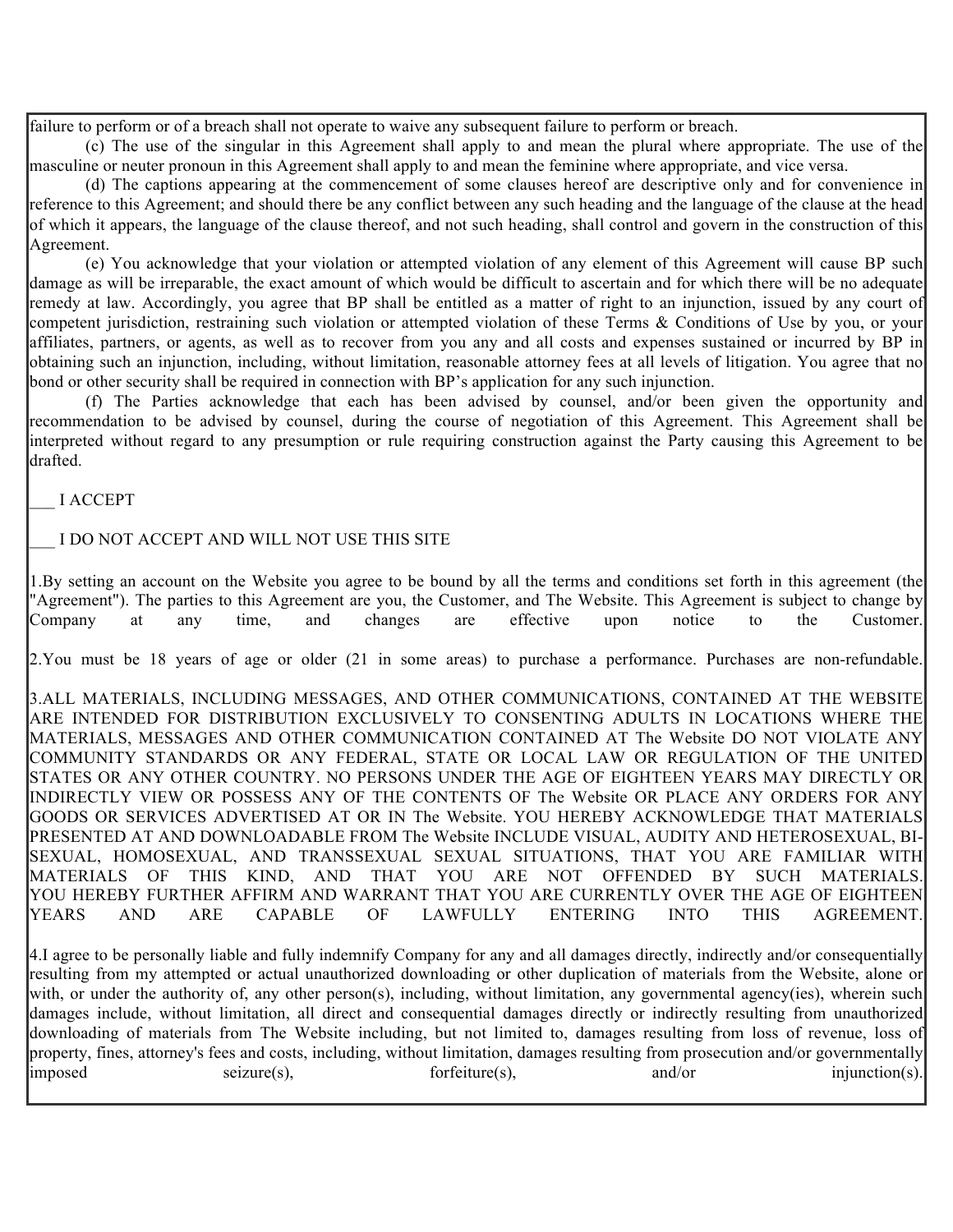failure to perform or of a breach shall not operate to waive any subsequent failure to perform or breach.

(c) The use of the singular in this Agreement shall apply to and mean the plural where appropriate. The use of the masculine or neuter pronoun in this Agreement shall apply to and mean the feminine where appropriate, and vice versa.

(d) The captions appearing at the commencement of some clauses hereof are descriptive only and for convenience in reference to this Agreement; and should there be any conflict between any such heading and the language of the clause at the head of which it appears, the language of the clause thereof, and not such heading, shall control and govern in the construction of this Agreement.

(e) You acknowledge that your violation or attempted violation of any element of this Agreement will cause BP such damage as will be irreparable, the exact amount of which would be difficult to ascertain and for which there will be no adequate remedy at law. Accordingly, you agree that BP shall be entitled as a matter of right to an injunction, issued by any court of competent jurisdiction, restraining such violation or attempted violation of these Terms & Conditions of Use by you, or your affiliates, partners, or agents, as well as to recover from you any and all costs and expenses sustained or incurred by BP in obtaining such an injunction, including, without limitation, reasonable attorney fees at all levels of litigation. You agree that no bond or other security shall be required in connection with BP's application for any such injunction.

(f) The Parties acknowledge that each has been advised by counsel, and/or been given the opportunity and recommendation to be advised by counsel, during the course of negotiation of this Agreement. This Agreement shall be interpreted without regard to any presumption or rule requiring construction against the Party causing this Agreement to be drafted.

___ I ACCEPT

___ I DO NOT ACCEPT AND WILL NOT USE THIS SITE

1.By setting an account on the Website you agree to be bound by all the terms and conditions set forth in this agreement (the "Agreement"). The parties to this Agreement are you, the Customer, and The Website. This Agreement is subject to change by Company at any time, and changes are effective upon notice to the Customer.

2.You must be 18 years of age or older (21 in some areas) to purchase a performance. Purchases are non-refundable.

3.ALL MATERIALS, INCLUDING MESSAGES, AND OTHER COMMUNICATIONS, CONTAINED AT THE WEBSITE ARE INTENDED FOR DISTRIBUTION EXCLUSIVELY TO CONSENTING ADULTS IN LOCATIONS WHERE THE MATERIALS, MESSAGES AND OTHER COMMUNICATION CONTAINED AT The Website DO NOT VIOLATE ANY COMMUNITY STANDARDS OR ANY FEDERAL, STATE OR LOCAL LAW OR REGULATION OF THE UNITED STATES OR ANY OTHER COUNTRY. NO PERSONS UNDER THE AGE OF EIGHTEEN YEARS MAY DIRECTLY OR INDIRECTLY VIEW OR POSSESS ANY OF THE CONTENTS OF The Website OR PLACE ANY ORDERS FOR ANY GOODS OR SERVICES ADVERTISED AT OR IN The Website. YOU HEREBY ACKNOWLEDGE THAT MATERIALS PRESENTED AT AND DOWNLOADABLE FROM The Website INCLUDE VISUAL, AUDITY AND HETEROSEXUAL, BI-SEXUAL, HOMOSEXUAL, AND TRANSSEXUAL SEXUAL SITUATIONS, THAT YOU ARE FAMILIAR WITH MATERIALS OF THIS KIND, AND THAT YOU ARE NOT OFFENDED BY SUCH MATERIALS. YOU HEREBY FURTHER AFFIRM AND WARRANT THAT YOU ARE CURRENTLY OVER THE AGE OF EIGHTEEN YEARS AND ARE CAPABLE OF LAWFULLY ENTERING INTO THIS AGREEMENT.

4.I agree to be personally liable and fully indemnify Company for any and all damages directly, indirectly and/or consequentially resulting from my attempted or actual unauthorized downloading or other duplication of materials from the Website, alone or with, or under the authority of, any other person(s), including, without limitation, any governmental agency(ies), wherein such damages include, without limitation, all direct and consequential damages directly or indirectly resulting from unauthorized downloading of materials from The Website including, but not limited to, damages resulting from loss of revenue, loss of property, fines, attorney's fees and costs, including, without limitation, damages resulting from prosecution and/or governmentally imposed seizure(s), forfeiture(s), and/or injunction(s).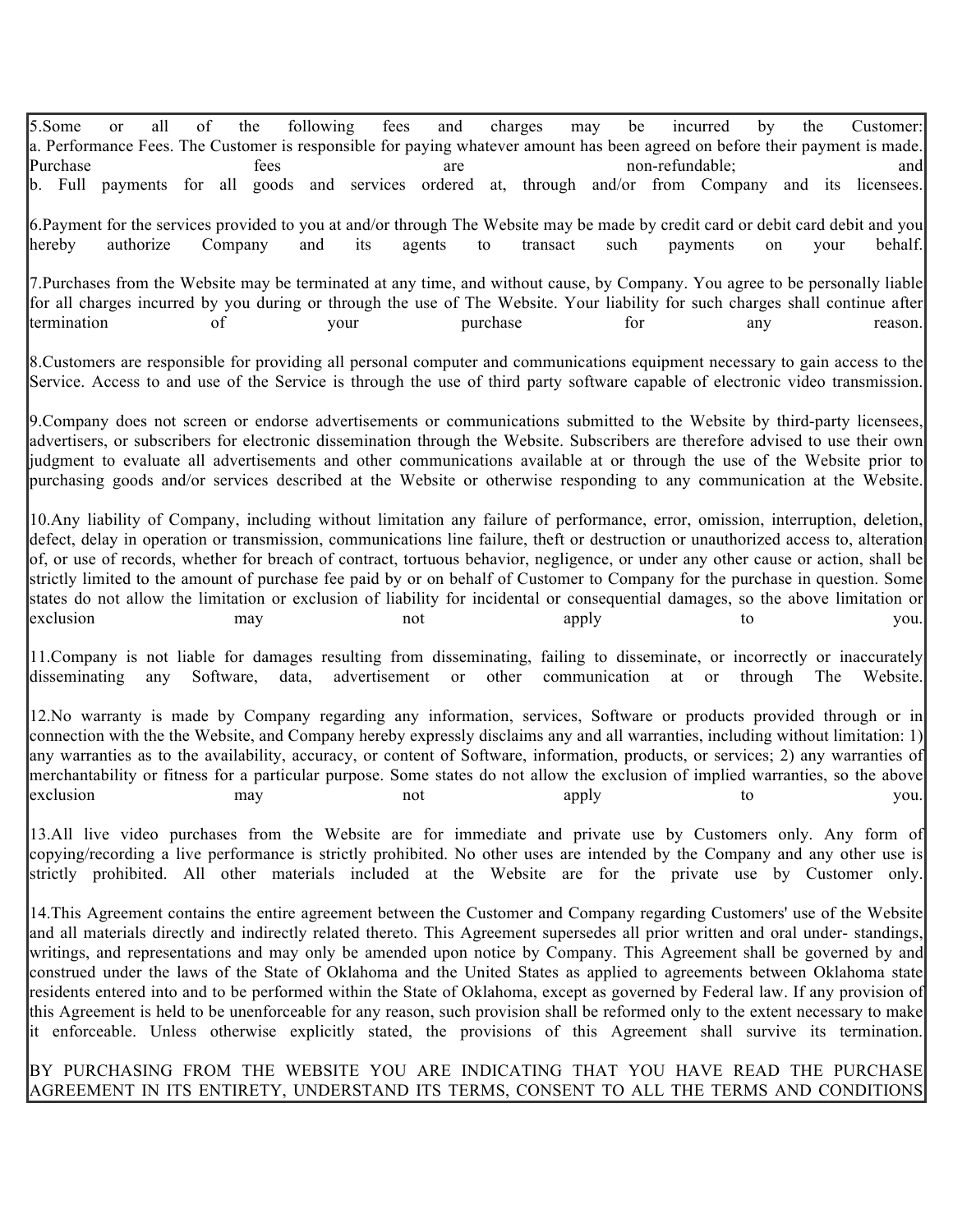5.Some or all of the following fees and charges may be incurred by the Customer:
a. Performance Fees. The Customer is responsible for paying whatever amount has been agreed on before their payment is made. Purchase fees are non-refundable; and
b. Full payments for all goods and services ordered at, through and/or from Company and its licensees.

6.Payment for the services provided to you at and/or through The Website may be made by credit card or debit card debit and you hereby authorize Company and its agents to transact such payments on your behalf.

7.Purchases from the Website may be terminated at any time, and without cause, by Company. You agree to be personally liable for all charges incurred by you during or through the use of The Website. Your liability for such charges shall continue after termination of your purchase for any reason.

8.Customers are responsible for providing all personal computer and communications equipment necessary to gain access to the Service. Access to and use of the Service is through the use of third party software capable of electronic video transmission.

9.Company does not screen or endorse advertisements or communications submitted to the Website by third-party licensees, advertisers, or subscribers for electronic dissemination through the Website. Subscribers are therefore advised to use their own judgment to evaluate all advertisements and other communications available at or through the use of the Website prior to purchasing goods and/or services described at the Website or otherwise responding to any communication at the Website.

10.Any liability of Company, including without limitation any failure of performance, error, omission, interruption, deletion, defect, delay in operation or transmission, communications line failure, theft or destruction or unauthorized access to, alteration of, or use of records, whether for breach of contract, tortuous behavior, negligence, or under any other cause or action, shall be strictly limited to the amount of purchase fee paid by or on behalf of Customer to Company for the purchase in question. Some states do not allow the limitation or exclusion of liability for incidental or consequential damages, so the above limitation or exclusion may not apply to you.

11.Company is not liable for damages resulting from disseminating, failing to disseminate, or incorrectly or inaccurately disseminating any Software, data, advertisement or other communication at or through The Website.

12.No warranty is made by Company regarding any information, services, Software or products provided through or in connection with the the Website, and Company hereby expressly disclaims any and all warranties, including without limitation: 1) any warranties as to the availability, accuracy, or content of Software, information, products, or services; 2) any warranties of merchantability or fitness for a particular purpose. Some states do not allow the exclusion of implied warranties, so the above exclusion may not apply to you.

13.All live video purchases from the Website are for immediate and private use by Customers only. Any form of copying/recording a live performance is strictly prohibited. No other uses are intended by the Company and any other use is strictly prohibited. All other materials included at the Website are for the private use by Customer only.

14.This Agreement contains the entire agreement between the Customer and Company regarding Customers' use of the Website and all materials directly and indirectly related thereto. This Agreement supersedes all prior written and oral under- standings, writings, and representations and may only be amended upon notice by Company. This Agreement shall be governed by and construed under the laws of the State of Oklahoma and the United States as applied to agreements between Oklahoma state residents entered into and to be performed within the State of Oklahoma, except as governed by Federal law. If any provision of this Agreement is held to be unenforceable for any reason, such provision shall be reformed only to the extent necessary to make it enforceable. Unless otherwise explicitly stated, the provisions of this Agreement shall survive its termination.

BY PURCHASING FROM THE WEBSITE YOU ARE INDICATING THAT YOU HAVE READ THE PURCHASE AGREEMENT IN ITS ENTIRETY, UNDERSTAND ITS TERMS, CONSENT TO ALL THE TERMS AND CONDITIONS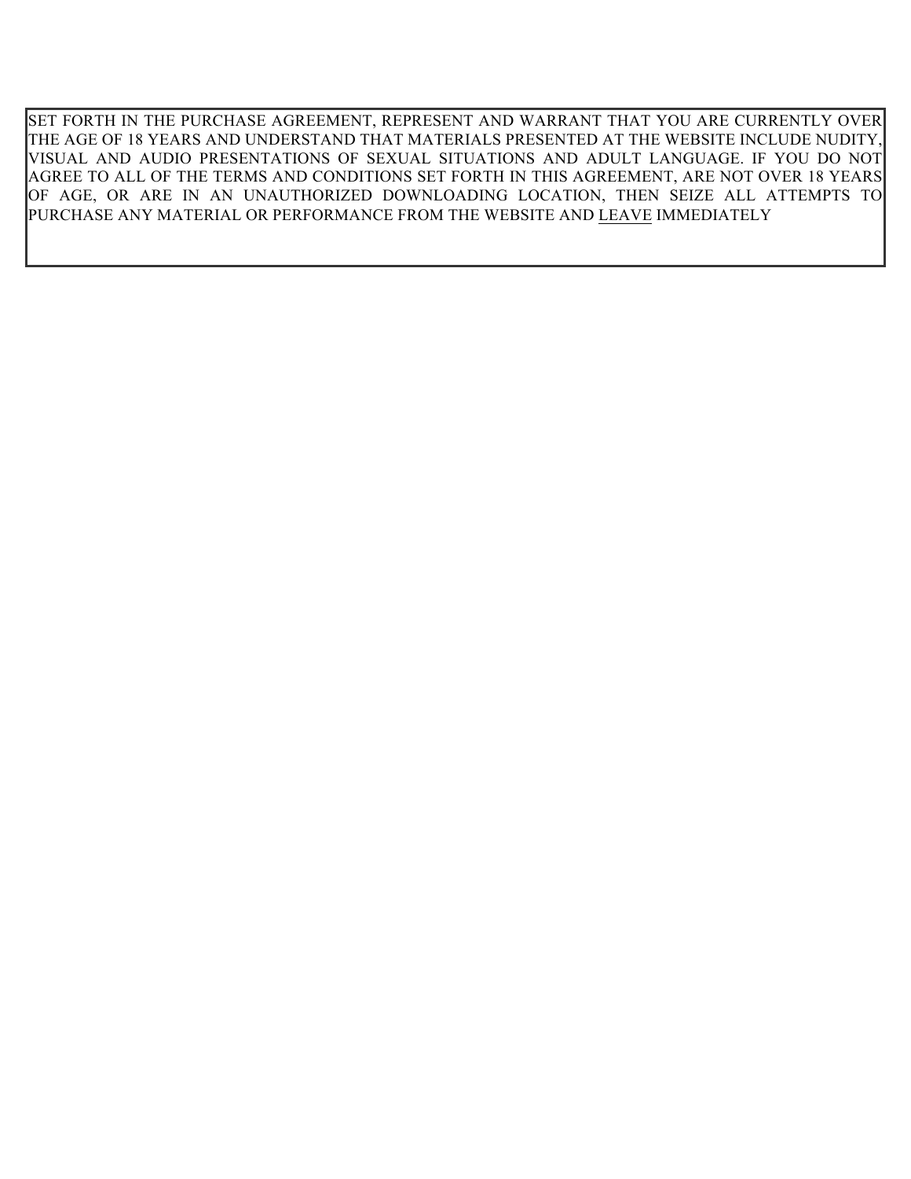SET FORTH IN THE PURCHASE AGREEMENT, REPRESENT AND WARRANT THAT YOU ARE CURRENTLY OVER THE AGE OF 18 YEARS AND UNDERSTAND THAT MATERIALS PRESENTED AT THE WEBSITE INCLUDE NUDITY, VISUAL AND AUDIO PRESENTATIONS OF SEXUAL SITUATIONS AND ADULT LANGUAGE. IF YOU DO NOT AGREE TO ALL OF THE TERMS AND CONDITIONS SET FORTH IN THIS AGREEMENT, ARE NOT OVER 18 YEARS OF AGE, OR ARE IN AN UNAUTHORIZED DOWNLOADING LOCATION, THEN SEIZE ALL ATTEMPTS TO PURCHASE ANY MATERIAL OR PERFORMANCE FROM THE WEBSITE AND LEAVE IMMEDIATELY